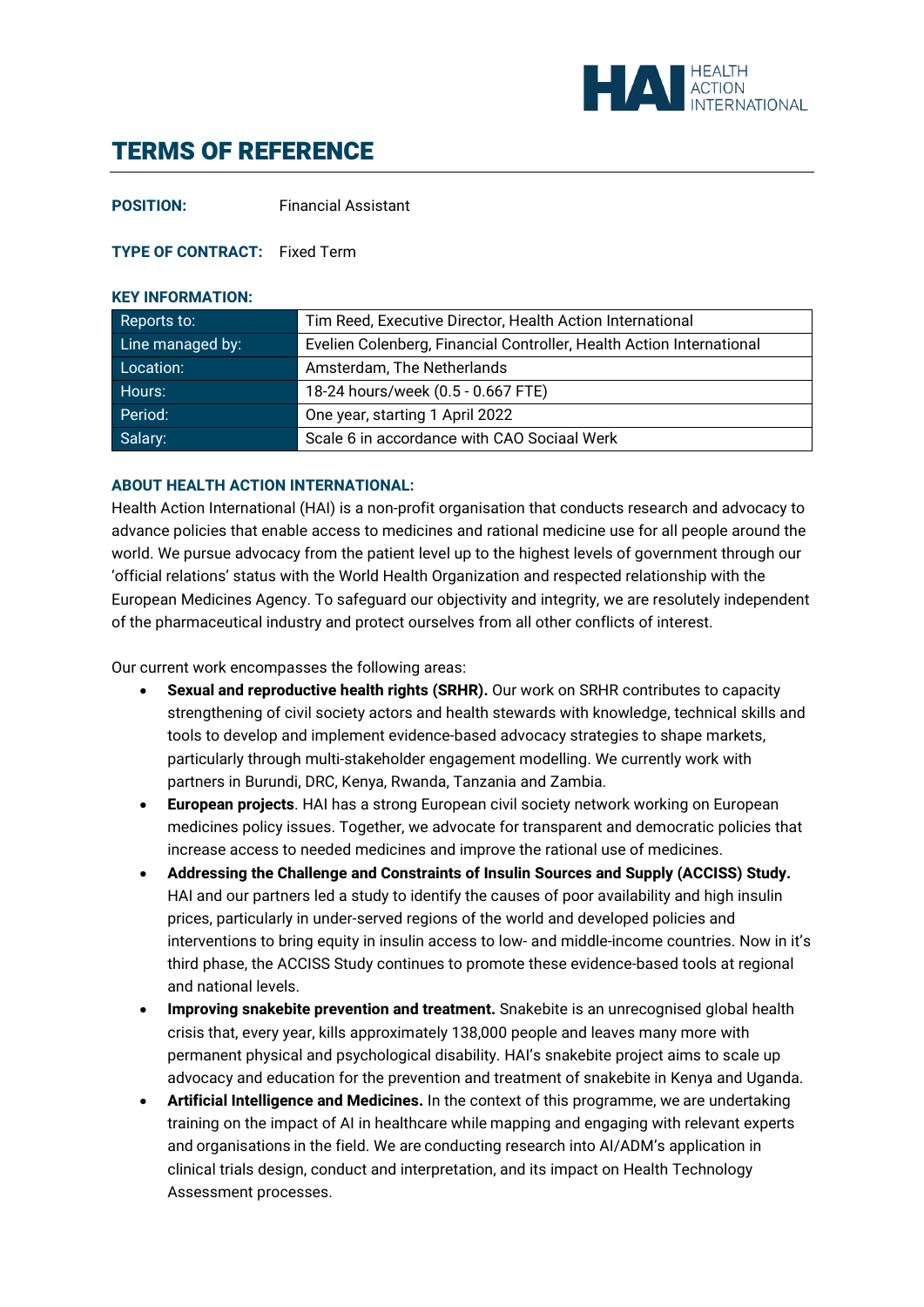# TERMS OF REFERENCE

**POSITION:** Financial Assistant

**TYPE OF CONTRACT:** Fixed Term

**KEY INFORMATION:**

| | |
|---|---|
| Reports to: | Tim Reed, Executive Director, Health Action International |
| Line managed by: | Evelien Colenberg, Financial Controller, Health Action International |
| Location: | Amsterdam, The Netherlands |
| Hours: | 18-24 hours/week (0.5 - 0.667 FTE) |
| Period: | One year, starting 1 April 2022 |
| Salary: | Scale 6 in accordance with CAO Sociaal Werk |

**ABOUT HEALTH ACTION INTERNATIONAL:**

Health Action International (HAI) is a non-profit organisation that conducts research and advocacy to advance policies that enable access to medicines and rational medicine use for all people around the world. We pursue advocacy from the patient level up to the highest levels of government through our 'official relations' status with the World Health Organization and respected relationship with the European Medicines Agency. To safeguard our objectivity and integrity, we are resolutely independent of the pharmaceutical industry and protect ourselves from all other conflicts of interest.

Our current work encompasses the following areas:

- **Sexual and reproductive health rights (SRHR).** Our work on SRHR contributes to capacity strengthening of civil society actors and health stewards with knowledge, technical skills and tools to develop and implement evidence-based advocacy strategies to shape markets, particularly through multi-stakeholder engagement modelling. We currently work with partners in Burundi, DRC, Kenya, Rwanda, Tanzania and Zambia.
- **European projects**. HAI has a strong European civil society network working on European medicines policy issues. Together, we advocate for transparent and democratic policies that increase access to needed medicines and improve the rational use of medicines.
- **Addressing the Challenge and Constraints of Insulin Sources and Supply (ACCISS) Study.** HAI and our partners led a study to identify the causes of poor availability and high insulin prices, particularly in under-served regions of the world and developed policies and interventions to bring equity in insulin access to low- and middle-income countries. Now in it's third phase, the ACCISS Study continues to promote these evidence-based tools at regional and national levels.
- **Improving snakebite prevention and treatment.** Snakebite is an unrecognised global health crisis that, every year, kills approximately 138,000 people and leaves many more with permanent physical and psychological disability. HAI's snakebite project aims to scale up advocacy and education for the prevention and treatment of snakebite in Kenya and Uganda.
- **Artificial Intelligence and Medicines.** In the context of this programme, we are undertaking training on the impact of AI in healthcare while mapping and engaging with relevant experts and organisations in the field. We are conducting research into AI/ADM's application in clinical trials design, conduct and interpretation, and its impact on Health Technology Assessment processes.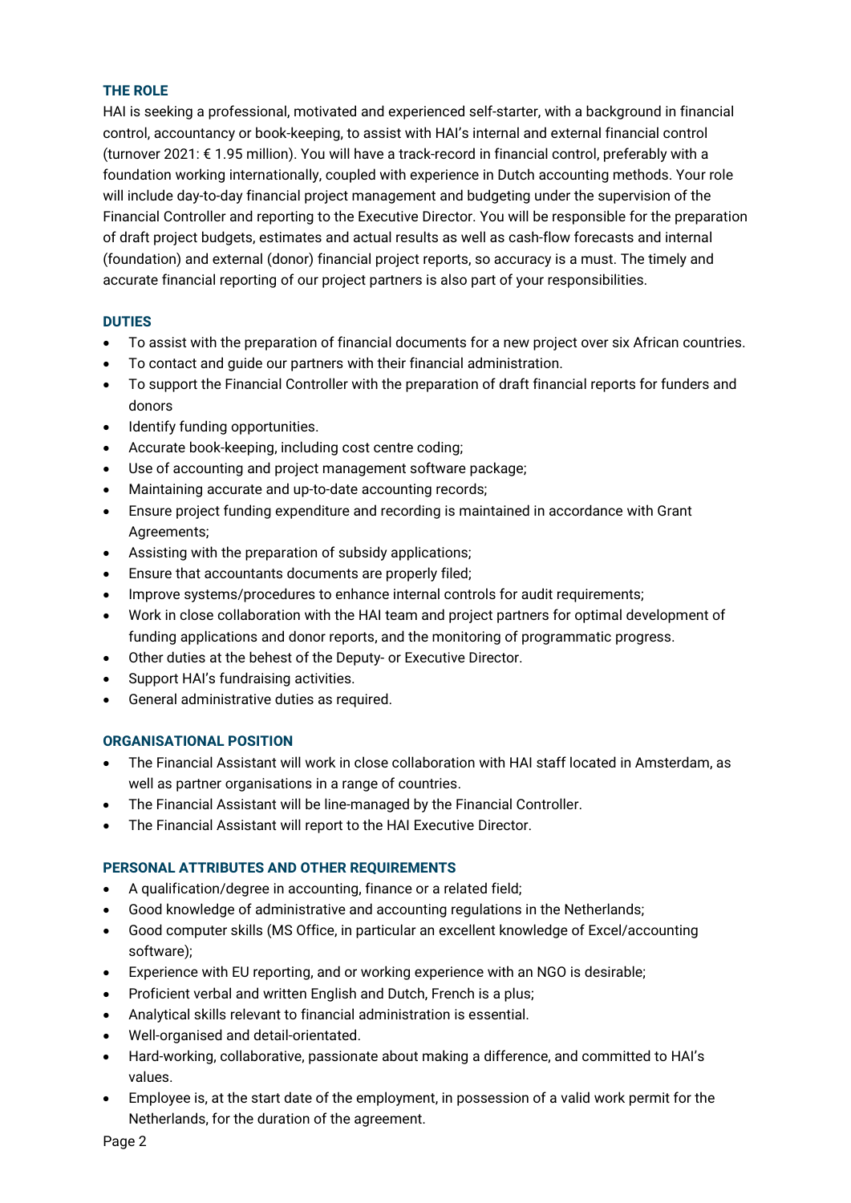## THE ROLE

HAI is seeking a professional, motivated and experienced self-starter, with a background in financial control, accountancy or book-keeping, to assist with HAI's internal and external financial control (turnover 2021: € 1.95 million). You will have a track-record in financial control, preferably with a foundation working internationally, coupled with experience in Dutch accounting methods. Your role will include day-to-day financial project management and budgeting under the supervision of the Financial Controller and reporting to the Executive Director. You will be responsible for the preparation of draft project budgets, estimates and actual results as well as cash-flow forecasts and internal (foundation) and external (donor) financial project reports, so accuracy is a must. The timely and accurate financial reporting of our project partners is also part of your responsibilities.

## DUTIES

- To assist with the preparation of financial documents for a new project over six African countries.
- To contact and guide our partners with their financial administration.
- To support the Financial Controller with the preparation of draft financial reports for funders and donors
- Identify funding opportunities.
- Accurate book-keeping, including cost centre coding;
- Use of accounting and project management software package;
- Maintaining accurate and up-to-date accounting records;
- Ensure project funding expenditure and recording is maintained in accordance with Grant Agreements;
- Assisting with the preparation of subsidy applications;
- Ensure that accountants documents are properly filed;
- Improve systems/procedures to enhance internal controls for audit requirements;
- Work in close collaboration with the HAI team and project partners for optimal development of funding applications and donor reports, and the monitoring of programmatic progress.
- Other duties at the behest of the Deputy- or Executive Director.
- Support HAI's fundraising activities.
- General administrative duties as required.

## ORGANISATIONAL POSITION

- The Financial Assistant will work in close collaboration with HAI staff located in Amsterdam, as well as partner organisations in a range of countries.
- The Financial Assistant will be line-managed by the Financial Controller.
- The Financial Assistant will report to the HAI Executive Director.

## PERSONAL ATTRIBUTES AND OTHER REQUIREMENTS

- A qualification/degree in accounting, finance or a related field;
- Good knowledge of administrative and accounting regulations in the Netherlands;
- Good computer skills (MS Office, in particular an excellent knowledge of Excel/accounting software);
- Experience with EU reporting, and or working experience with an NGO is desirable;
- Proficient verbal and written English and Dutch, French is a plus;
- Analytical skills relevant to financial administration is essential.
- Well-organised and detail-orientated.
- Hard-working, collaborative, passionate about making a difference, and committed to HAI's values.
- Employee is, at the start date of the employment, in possession of a valid work permit for the Netherlands, for the duration of the agreement.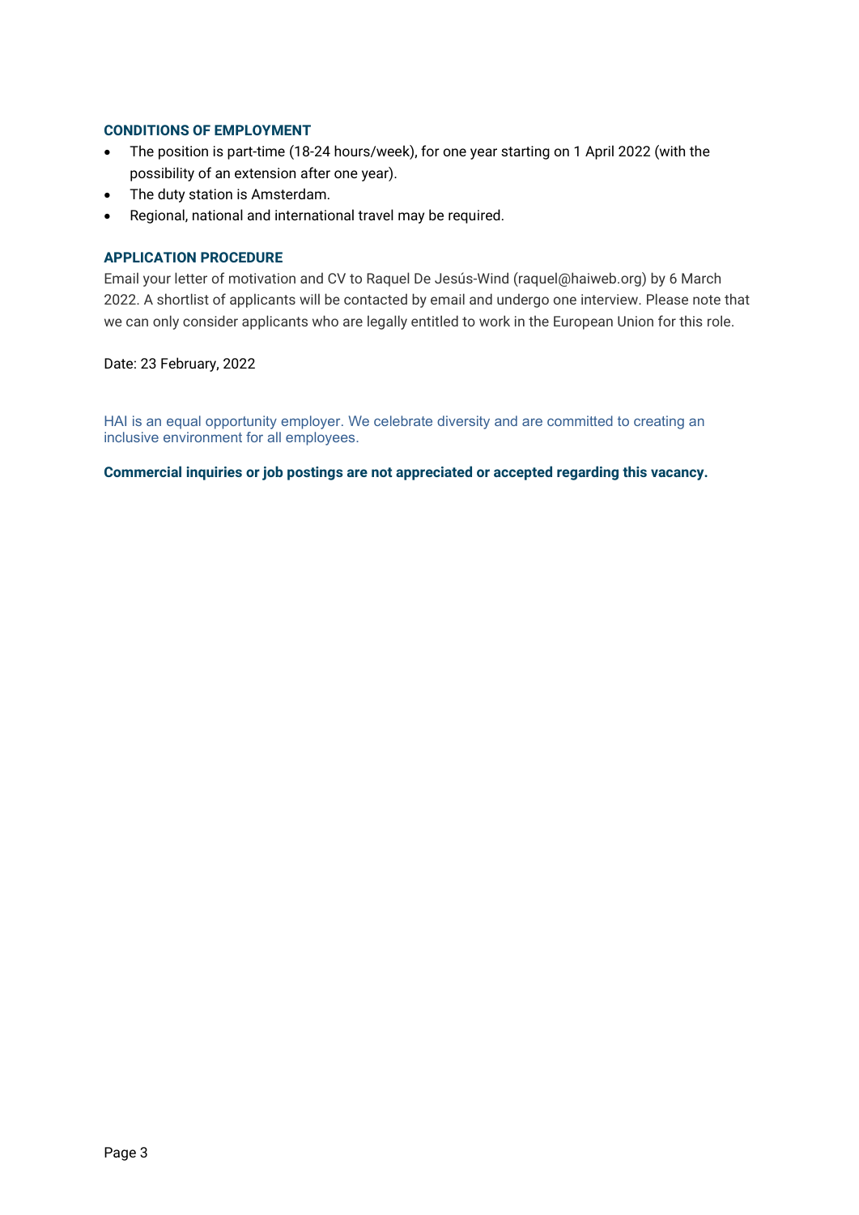## CONDITIONS OF EMPLOYMENT

- The position is part-time (18-24 hours/week), for one year starting on 1 April 2022 (with the possibility of an extension after one year).
- The duty station is Amsterdam.
- Regional, national and international travel may be required.

## APPLICATION PROCEDURE

Email your letter of motivation and CV to Raquel De Jesús-Wind (raquel@haiweb.org) by 6 March 2022. A shortlist of applicants will be contacted by email and undergo one interview. Please note that we can only consider applicants who are legally entitled to work in the European Union for this role.

Date: 23 February, 2022

HAI is an equal opportunity employer. We celebrate diversity and are committed to creating an inclusive environment for all employees.

**Commercial inquiries or job postings are not appreciated or accepted regarding this vacancy.**